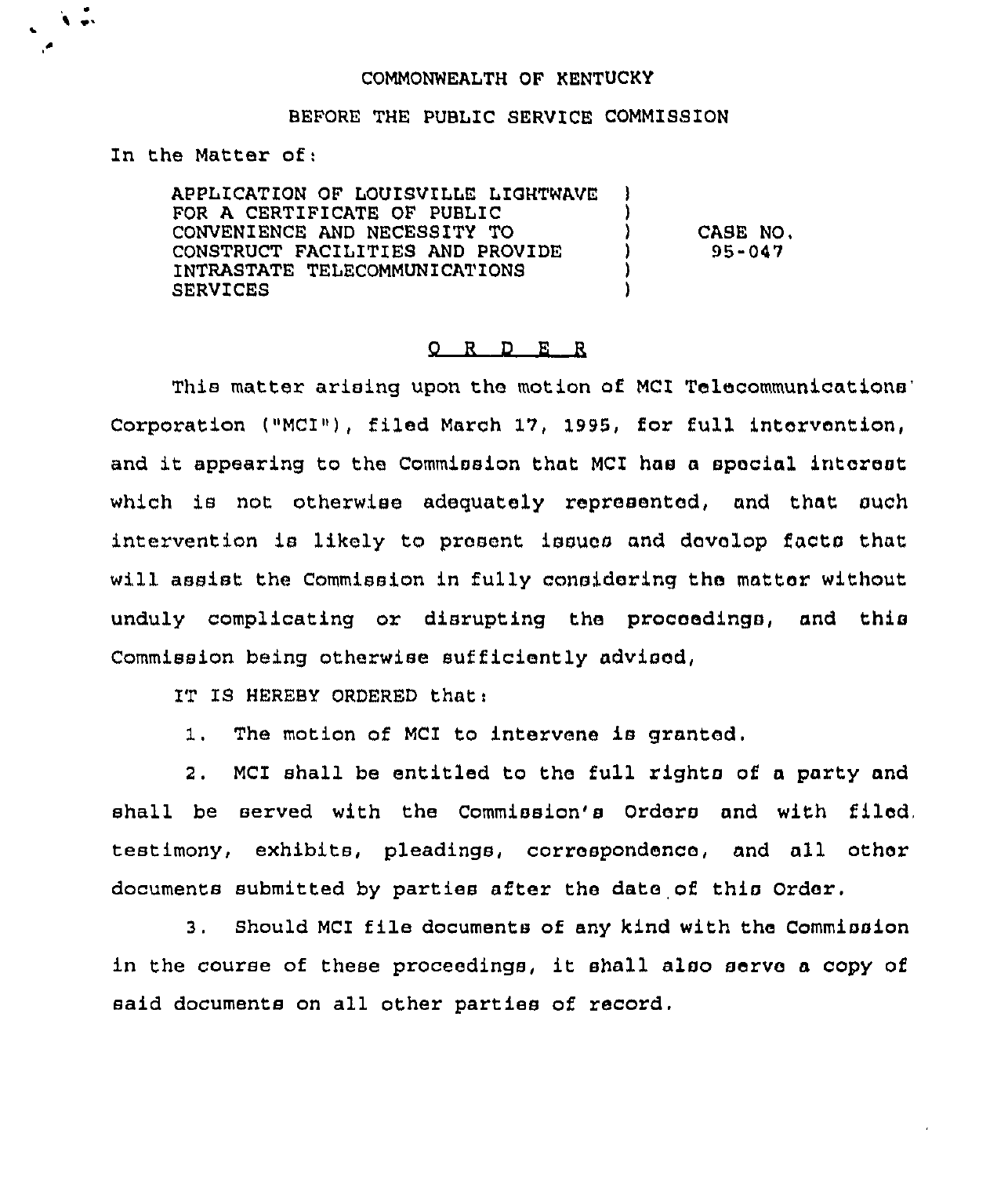COMMONWEALTH OF KENTUCKY

BEFORE THE PUBLIC SERVICE COMMISSION

In the Matter of:

| | | |
|---|---|---|
| APPLICATION OF LOUISVILLE LIGHTWAVE FOR A CERTIFICATE OF PUBLIC CONVENIENCE AND NECESSITY TO CONSTRUCT FACILITIES AND PROVIDE INTRASTATE TELECOMMUNICATIONS SERVICES | ) | CASE NO. 95-047 |

## O R D E R

This matter arising upon the motion of MCI Telecommunications Corporation ("MCI"), filed March 17, 1995, for full intervention, and it appearing to the Commission that MCI has a special interest which is not otherwise adequately represented, and that such intervention is likely to present issues and develop facts that will assist the Commission in fully considering the matter without unduly complicating or disrupting the proceedings, and this Commission being otherwise sufficiently advised,

IT IS HEREBY ORDERED that:

1. The motion of MCI to intervene is granted.

2. MCI shall be entitled to the full rights of a party and shall be served with the Commission's Orders and with filed testimony, exhibits, pleadings, correspondence, and all other documents submitted by parties after the date of this Order.

3. Should MCI file documents of any kind with the Commission in the course of these proceedings, it shall also serve a copy of said documents on all other parties of record.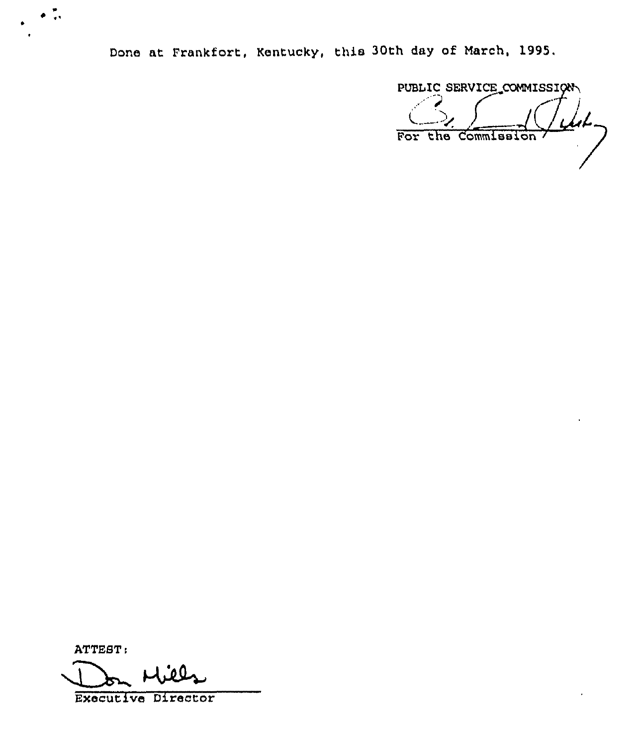Done at Frankfort, Kentucky, this 30th day of March, 1995.

PUBLIC SERVICE COMMISSION

For the Commission

ATTEST:

Executive Director